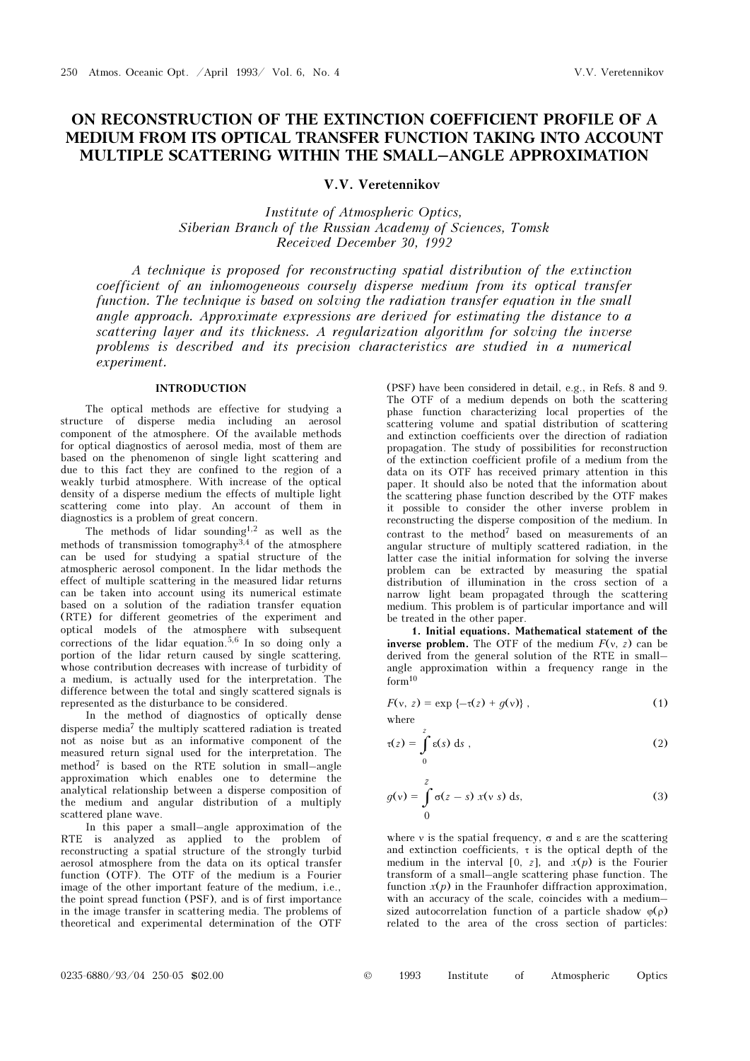# ON RECONSTRUCTION OF THE EXTINCTION COEFFICIENT PROFILE OF A MEDIUM FROM ITS OPTICAL TRANSFER FUNCTION TAKING INTO ACCOUNT MULTIPLE SCATTERING WITHIN THE SMALL–ANGLE APPROXIMATION

**V.V. Veretennikov**

*Institute of Atmospheric Optics,*
*Siberian Branch of the Russian Academy of Sciences, Tomsk*
*Received December 30, 1992*

*A technique is proposed for reconstructing spatial distribution of the extinction coefficient of an inhomogeneous coursely disperse medium from its optical transfer function. The technique is based on solving the radiation transfer equation in the small angle approach. Approximate expressions are derived for estimating the distance to a scattering layer and its thickness. A regularization algorithm for solving the inverse problems is described and its precision characteristics are studied in a numerical experiment.*

## INTRODUCTION

The optical methods are effective for studying a structure of disperse media including an aerosol component of the atmosphere. Of the available methods for optical diagnostics of aerosol media, most of them are based on the phenomenon of single light scattering and due to this fact they are confined to the region of a weakly turbid atmosphere. With increase of the optical density of a disperse medium the effects of multiple light scattering come into play. An account of them in diagnostics is a problem of great concern.

The methods of lidar sounding[1,2] as well as the methods of transmission tomography[3,4] of the atmosphere can be used for studying a spatial structure of the atmospheric aerosol component. In the lidar methods the effect of multiple scattering in the measured lidar returns can be taken into account using its numerical estimate based on a solution of the radiation transfer equation (RTE) for different geometries of the experiment and optical models of the atmosphere with subsequent corrections of the lidar equation.[5,6] In so doing only a portion of the lidar return caused by single scattering, whose contribution decreases with increase of turbidity of a medium, is actually used for the interpretation. The difference between the total and singly scattered signals is represented as the disturbance to be considered.

In the method of diagnostics of optically dense disperse media[7] the multiply scattered radiation is treated not as noise but as an informative component of the measured return signal used for the interpretation. The method[7] is based on the RTE solution in small–angle approximation which enables one to determine the analytical relationship between a disperse composition of the medium and angular distribution of a multiply scattered plane wave.

In this paper a small–angle approximation of the RTE is analyzed as applied to the problem of reconstructing a spatial structure of the strongly turbid aerosol atmosphere from the data on its optical transfer function (OTF). The OTF of the medium is a Fourier image of the other important feature of the medium, i.e., the point spread function (PSF), and is of first importance in the image transfer in scattering media. The problems of theoretical and experimental determination of the OTF (PSF) have been considered in detail, e.g., in Refs. 8 and 9. The OTF of a medium depends on both the scattering phase function characterizing local properties of the scattering volume and spatial distribution of scattering and extinction coefficients over the direction of radiation propagation. The study of possibilities for reconstruction of the extinction coefficient profile of a medium from the data on its OTF has received primary attention in this paper. It should also be noted that the information about the scattering phase function described by the OTF makes it possible to consider the other inverse problem in reconstructing the disperse composition of the medium. In contrast to the method[7] based on measurements of an angular structure of multiply scattered radiation, in the latter case the initial information for solving the inverse problem can be extracted by measuring the spatial distribution of illumination in the cross section of a narrow light beam propagated through the scattering medium. This problem is of particular importance and will be treated in the other paper.

**1. Initial equations. Mathematical statement of the inverse problem.** The OTF of the medium $F(\nu, z)$ can be derived from the general solution of the RTE in small–angle approximation within a frequency range in the form[10]

$$F(\nu, z) = \exp\{-\tau(z) + g(\nu)\}, \tag{1}$$

where

$$\tau(z) = \int_0^z \varepsilon(s)\, ds, \tag{2}$$

$$g(\nu) = \int_0^z \sigma(z - s)\, x(\nu s)\, ds, \tag{3}$$

where $\nu$ is the spatial frequency, $\sigma$ and $\varepsilon$ are the scattering and extinction coefficients, $\tau$ is the optical depth of the medium in the interval $[0, z]$, and $x(p)$ is the Fourier transform of a small–angle scattering phase function. The function $x(p)$ in the Fraunhofer diffraction approximation, with an accuracy of the scale, coincides with a medium–sized autocorrelation function of a particle shadow $\varphi(\rho)$ related to the area of the cross section of particles: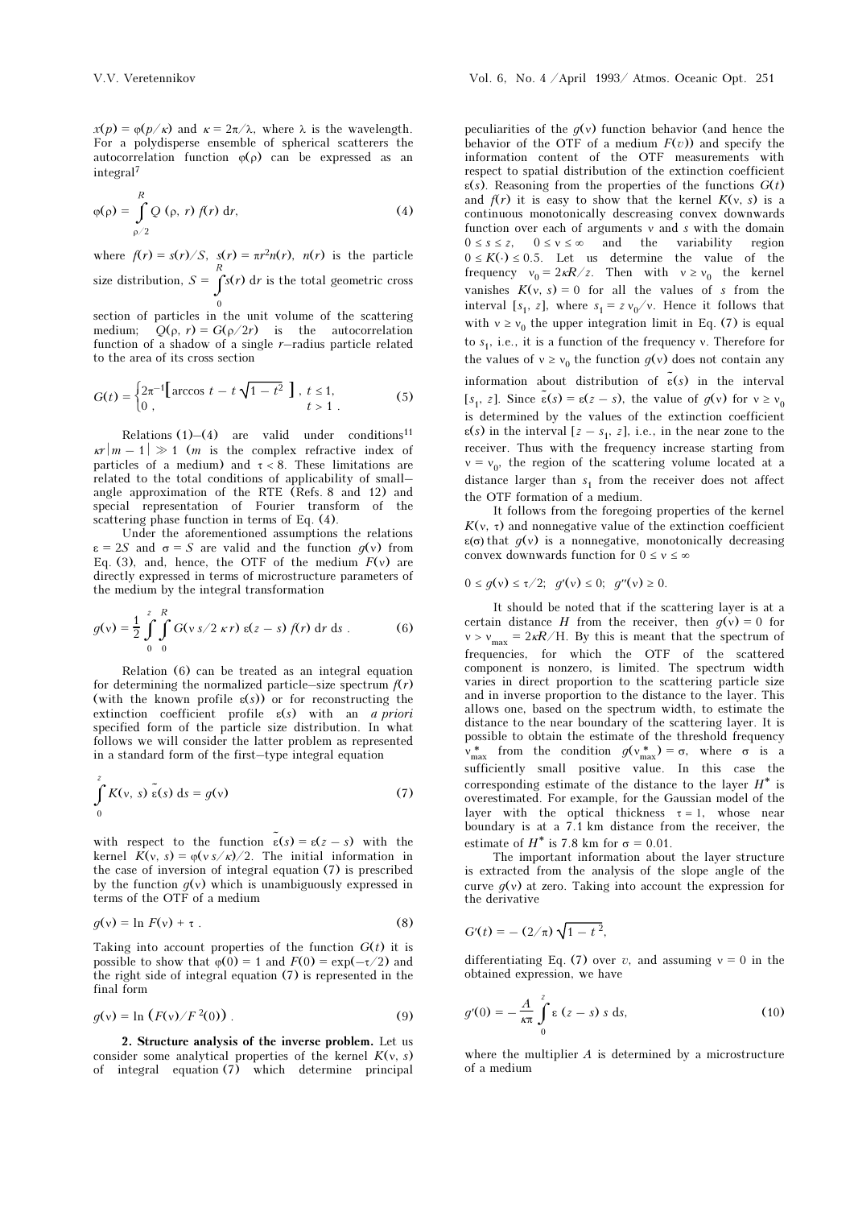$x(p) = \varphi(p/\kappa)$ and $\kappa = 2\pi/\lambda$, where $\lambda$ is the wavelength. For a polydisperse ensemble of spherical scatterers the autocorrelation function $\varphi(\rho)$ can be expressed as an integral[7]

$$\varphi(\rho) = \int_{\rho/2}^{R} Q(\rho, r) f(r) \, dr, \tag{4}$$

where $f(r) = s(r)/S$, $s(r) = \pi r^2 n(r)$, $n(r)$ is the particle size distribution, $S = \int_0^R s(r) \, dr$ is the total geometric cross section of particles in the unit volume of the scattering medium; $Q(\rho, r) = G(\rho/2r)$ is the autocorrelation function of a shadow of a single $r$–radius particle related to the area of its cross section

$$G(t) = \begin{cases} 2\pi^{-1}\left[\arccos t - t\sqrt{1 - t^2}\right], & t \le 1, \\ 0, & t > 1. \end{cases} \tag{5}$$

Relations (1)–(4) are valid under conditions[11] $\kappa r |m - 1| \gg 1$ ($m$ is the complex refractive index of particles of a medium) and $\tau < 8$. These limitations are related to the total conditions of applicability of small–angle approximation of the RTE (Refs. 8 and 12) and special representation of Fourier transform of the scattering phase function in terms of Eq. (4).

Under the aforementioned assumptions the relations $\varepsilon = 2S$ and $\sigma = S$ are valid and the function $g(\nu)$ from Eq. (3), and, hence, the OTF of the medium $F(\nu)$ are directly expressed in terms of microstructure parameters of the medium by the integral transformation

$$g(\nu) = \frac{1}{2}\int_0^z \int_0^R G(\nu s/2\kappa r)\, \varepsilon(z - s) f(r) \, dr \, ds. \tag{6}$$

Relation (6) can be treated as an integral equation for determining the normalized particle–size spectrum $f(r)$ (with the known profile $\varepsilon(s)$) or for reconstructing the extinction coefficient profile $\varepsilon(s)$ with an *a priori* specified form of the particle size distribution. In what follows we will consider the latter problem as represented in a standard form of the first–type integral equation

$$\int_0^z K(\nu, s)\, \tilde{\varepsilon}(s) \, ds = g(\nu) \tag{7}$$

with respect to the function $\tilde{\varepsilon}(s) = \varepsilon(z - s)$ with the kernel $K(\nu, s) = \varphi(\nu s/\kappa)/2$. The initial information in the case of inversion of integral equation (7) is prescribed by the function $g(\nu)$ which is unambiguously expressed in terms of the OTF of a medium

$$g(\nu) = \ln F(\nu) + \tau. \tag{8}$$

Taking into account properties of the function $G(t)$ it is possible to show that $\varphi(0) = 1$ and $F(0) = \exp(-\tau/2)$ and the right side of integral equation (7) is represented in the final form

$$g(\nu) = \ln\left(F(\nu)/F^2(0)\right). \tag{9}$$

**2. Structure analysis of the inverse problem.** Let us consider some analytical properties of the kernel $K(\nu, s)$ of integral equation (7) which determine principal peculiarities of the $g(\nu)$ function behavior (and hence the behavior of the OTF of a medium $F(v)$) and specify the information content of the OTF measurements with respect to spatial distribution of the extinction coefficient $\varepsilon(s)$. Reasoning from the properties of the functions $G(t)$ and $f(r)$ it is easy to show that the kernel $K(\nu, s)$ is a continuous monotonically descreasing convex downwards function over each of arguments $\nu$ and $s$ with the domain $0 \le s \le z$, $0 \le \nu \le \infty$ and the variability region $0 \le K(\cdot) \le 0.5$. Let us determine the value of the frequency $\nu_0 = 2\kappa R/z$. Then with $\nu \ge \nu_0$ the kernel vanishes $K(\nu, s) = 0$ for all the values of $s$ from the interval $[s_1, z]$, where $s_1 = z\,\nu_0/\nu$. Hence it follows that with $\nu \ge \nu_0$ the upper integration limit in Eq. (7) is equal to $s_1$, i.e., it is a function of the frequency $\nu$. Therefore for the values of $\nu \ge \nu_0$ the function $g(\nu)$ does not contain any information about distribution of $\tilde{\varepsilon}(s)$ in the interval $[s_1, z]$. Since $\tilde{\varepsilon}(s) = \varepsilon(z - s)$, the value of $g(\nu)$ for $\nu \ge \nu_0$ is determined by the values of the extinction coefficient $\varepsilon(s)$ in the interval $[z - s_1, z]$, i.e., in the near zone to the receiver. Thus with the frequency increase starting from $\nu = \nu_0$, the region of the scattering volume located at a distance larger than $s_1$ from the receiver does not affect the OTF formation of a medium.

It follows from the foregoing properties of the kernel $K(\nu, \tau)$ and nonnegative value of the extinction coefficient $\varepsilon(\sigma)$ that $g(\nu)$ is a nonnegative, monotonically decreasing convex downwards function for $0 \le \nu \le \infty$

$$0 \le g(\nu) \le \tau/2; \quad g'(\nu) \le 0; \quad g''(\nu) \ge 0.$$

It should be noted that if the scattering layer is at a certain distance $H$ from the receiver, then $g(\nu) = 0$ for $\nu > \nu_{max} = 2\kappa R/H$. By this is meant that the spectrum of frequencies, for which the OTF of the scattered component is nonzero, is limited. The spectrum width varies in direct proportion to the scattering particle size and in inverse proportion to the distance to the layer. This allows one, based on the spectrum width, to estimate the distance to the near boundary of the scattering layer. It is possible to obtain the estimate of the threshold frequency $\nu^*_{max}$ from the condition $g(\nu^*_{max}) = \sigma$, where $\sigma$ is a sufficiently small positive value. In this case the corresponding estimate of the distance to the layer $H^*$ is overestimated. For example, for the Gaussian model of the layer with the optical thickness $\tau = 1$, whose near boundary is at a 7.1 km distance from the receiver, the estimate of $H^*$ is 7.8 km for $\sigma = 0.01$.

The important information about the layer structure is extracted from the analysis of the slope angle of the curve $g(\nu)$ at zero. Taking into account the expression for the derivative

$$G'(t) = -(2/\pi)\sqrt{1 - t^2},$$

differentiating Eq. (7) over $v$, and assuming $\nu = 0$ in the obtained expression, we have

$$g'(0) = -\frac{A}{\kappa\pi}\int_0^z \varepsilon(z - s)\, s \, ds, \tag{10}$$

where the multiplier $A$ is determined by a microstructure of a medium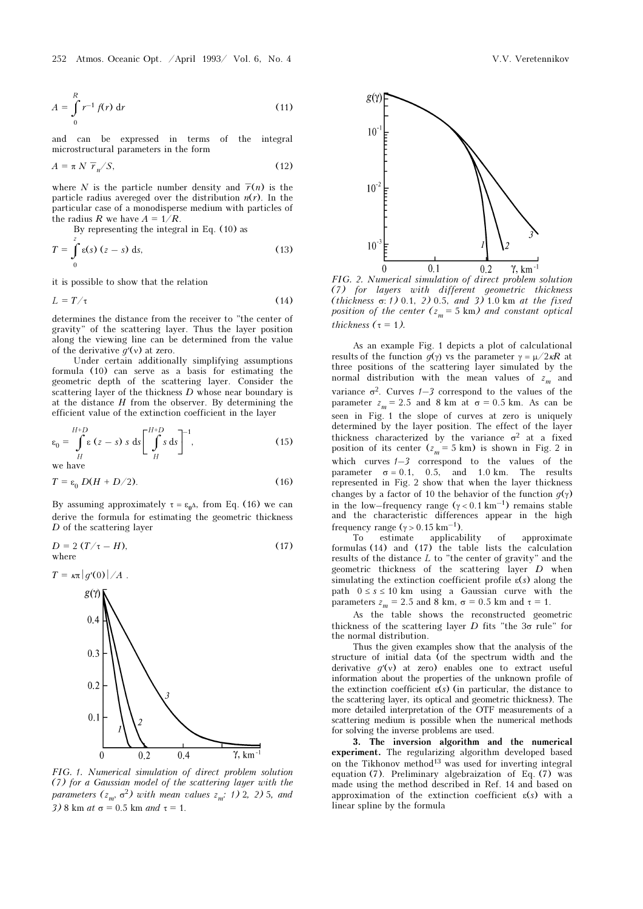$$A = \int_0^R r^{-1} f(r)\, \mathrm{d}r \tag{11}$$

and can be expressed in terms of the integral microstructural parameters in the form

$$A = \pi N \bar{r}_n / S, \tag{12}$$

where $N$ is the particle number density and $\bar{r}(n)$ is the particle radius avereged over the distribution $n(r)$. In the particular case of a monodisperse medium with particles of the radius $R$ we have $A = 1/R$.

By representing the integral in Eq. (10) as

$$T = \int_0^z \varepsilon(s)\,(z - s)\, \mathrm{d}s, \tag{13}$$

it is possible to show that the relation

$$L = T/\tau \tag{14}$$

determines the distance from the receiver to "the center of gravity" of the scattering layer. Thus the layer position along the viewing line can be determined from the value of the derivative $g'(\nu)$ at zero.

Under certain additionally simplifying assumptions formula (10) can serve as a basis for estimating the geometric depth of the scattering layer. Consider the scattering layer of the thickness $D$ whose near boundary is at the distance $H$ from the observer. By determining the efficient value of the extinction coefficient in the layer

$$\varepsilon_0 = \int_H^{H+D} \varepsilon\,(z - s)\, s\, \mathrm{d}s \left[ \int_H^{H+D} s\, \mathrm{d}s \right]^{-1}, \tag{15}$$

we have

$$T = \varepsilon_0\, D(H + D/2). \tag{16}$$

By assuming approximately $\tau = \varepsilon_0 \Delta$, from Eq. (16) we can derive the formula for estimating the geometric thickness $D$ of the scattering layer

$$D = 2\,(T/\tau - H), \tag{17}$$

where

$$T = \kappa\pi\,|g'(0)|/A\,.$$

*FIG. 1. Numerical simulation of direct problem solution (7) for a Gaussian model of the scattering layer with the parameters ($z_m$, $\sigma^2$) with mean values $z_m$: 1) 2, 2) 5, and 3) 8 km at $\sigma = 0.5$ km and $\tau = 1$.*

*FIG. 2. Numerical simulation of direct problem solution (7) for layers with different geometric thickness (thickness σ: 1) 0.1, 2) 0.5, and 3) 1.0 km at the fixed position of the center ($z_m = 5$ km) and constant optical thickness ($\tau = 1$).*

As an example Fig. 1 depicts a plot of calculational results of the function $g(\gamma)$ vs the parameter $\gamma = \mu/2\kappa R$ at three positions of the scattering layer simulated by the normal distribution with the mean values of $z_m$ and variance $\sigma^2$. Curves 1–3 correspond to the values of the parameter $z_m = 2.5$ and 8 km at $\sigma = 0.5$ km. As can be seen in Fig. 1 the slope of curves at zero is uniquely determined by the layer position. The effect of the layer thickness characterized by the variance $\sigma^2$ at a fixed position of its center ($z_m = 5$ km) is shown in Fig. 2 in which curves 1–3 correspond to the values of the parameter $\sigma = 0.1$, 0.5, and 1.0 km. The results represented in Fig. 2 show that when the layer thickness changes by a factor of 10 the behavior of the function $g(\gamma)$ in the low–frequency range ($\gamma < 0.1$ km$^{-1}$) remains stable and the characteristic differences appear in the high frequency range ($\gamma > 0.15$ km$^{-1}$).

To estimate applicability of approximate formulas (14) and (17) the table lists the calculation results of the distance $L$ to "the center of gravity" and the geometric thickness of the scattering layer $D$ when simulating the extinction coefficient profile $\varepsilon(s)$ along the path $0 \le s \le 10$ km using a Gaussian curve with the parameters $z_m = 2.5$ and 8 km, $\sigma = 0.5$ km and $\tau = 1$.

As the table shows the reconstructed geometric thickness of the scattering layer $D$ fits "the 3σ rule" for the normal distribution.

Thus the given examples show that the analysis of the structure of initial data (of the spectrum width and the derivative $g'(\nu)$ at zero) enables one to extract useful information about the properties of the unknown profile of the extinction coefficient $\varepsilon(s)$ (in particular, the distance to the scattering layer, its optical and geometric thickness). The more detailed interpretation of the OTF measurements of a scattering medium is possible when the numerical methods for solving the inverse problems are used.

**3. The inversion algorithm and the numerical experiment.** The regularizing algorithm developed based on the Tikhonov method[13] was used for inverting integral equation (7). Preliminary algebraization of Eq. (7) was made using the method described in Ref. 14 and based on approximation of the extinction coefficient $\varepsilon(s)$ with a linear spline by the formula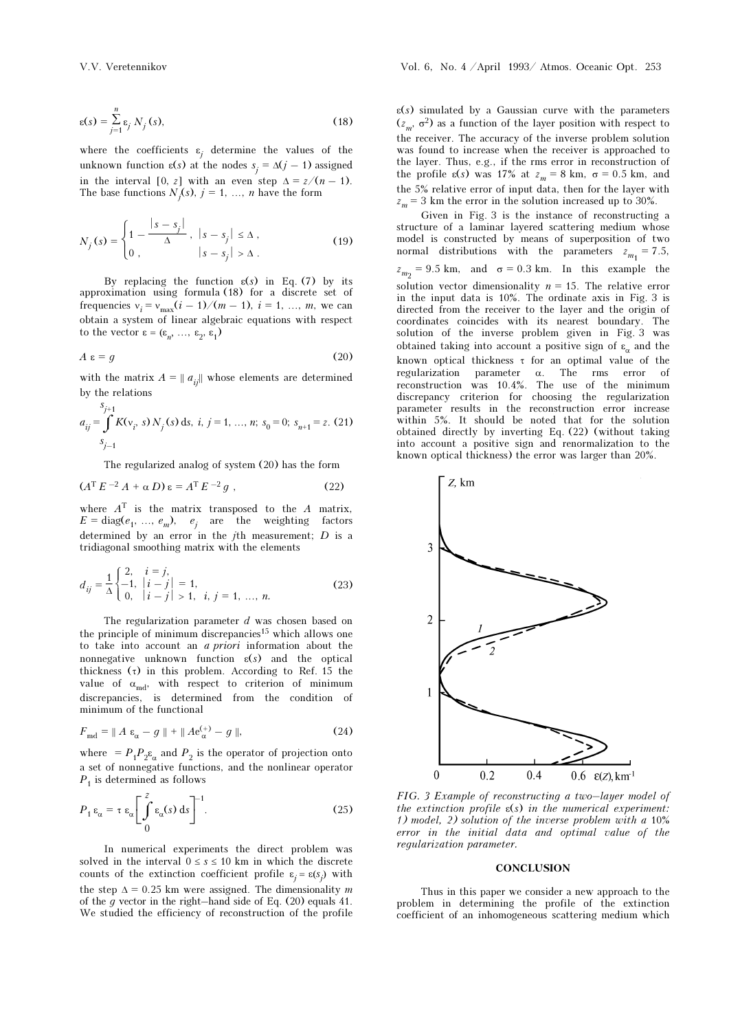$$\varepsilon(s) = \sum_{j=1}^{n} \varepsilon_j N_j(s), \tag{18}$$

where the coefficients $\varepsilon_j$ determine the values of the unknown function $\varepsilon(s)$ at the nodes $s_j = \Delta(j - 1)$ assigned in the interval $[0, z]$ with an even step $\Delta = z/(n - 1)$. The base functions $N_j(s)$, $j = 1, \ldots, n$ have the form

$$N_j(s) = \begin{cases} 1 - \dfrac{|s - s_j|}{\Delta}, & |s - s_j| \le \Delta, \\ 0, & |s - s_j| > \Delta. \end{cases} \tag{19}$$

By replacing the function $\varepsilon(s)$ in Eq. (7) by its approximation using formula (18) for a discrete set of frequencies $\nu_i = \nu_{max}(i - 1)/(m - 1)$, $i = 1, \ldots, m$, we can obtain a system of linear algebraic equations with respect to the vector $\varepsilon = (\varepsilon_n, \ldots, \varepsilon_2, \varepsilon_1)$

$$A\,\varepsilon = g \tag{20}$$

with the matrix $A = \| a_{ij} \|$ whose elements are determined by the relations

$$a_{ij} = \int\limits_{s_{j-1}}^{s_{j+1}} K(\nu_i, s)\, N_j(s)\, \mathrm{d}s,\ i, j = 1, \ldots, n;\ s_0 = 0;\ s_{n+1} = z. \tag{21}$$

The regularized analog of system (20) has the form

$$(A^{\mathrm{T}} E^{-2} A + \alpha D)\, \varepsilon = A^{\mathrm{T}} E^{-2} g\ , \tag{22}$$

where $A^{\mathrm{T}}$ is the matrix transposed to the $A$ matrix, $E = \mathrm{diag}(e_1, \ldots, e_m)$, $e_j$ are the weighting factors determined by an error in the $j$th measurement; $D$ is a tridiagonal smoothing matrix with the elements

$$d_{ij} = \frac{1}{\Delta} \begin{cases} 2, & i = j, \\ -1, & |i - j| = 1, \\ 0, & |i - j| > 1, \quad i, j = 1, \ldots, n. \end{cases} \tag{23}$$

The regularization parameter $d$ was chosen based on the principle of minimum discrepancies[15] which allows one to take into account an *a priori* information about the nonnegative unknown function $\varepsilon(s)$ and the optical thickness ($\tau$) in this problem. According to Ref. 15 the value of $\alpha_{\mathrm{md}}$, with respect to criterion of minimum discrepancies, is determined from the condition of minimum of the functional

$$F_{\mathrm{md}} = \| A\, \varepsilon_\alpha - g \| + \| A \mathrm{e}_\alpha^{(+)} - g \|, \tag{24}$$

where $= P_1 P_2 \varepsilon_\alpha$ and $P_2$ is the operator of projection onto a set of nonnegative functions, and the nonlinear operator $P_1$ is determined as follows

$$P_1\, \varepsilon_\alpha = \tau\, \varepsilon_\alpha \left[ \int\limits_0^z \varepsilon_\alpha(s)\, \mathrm{d}s \right]^{-1}. \tag{25}$$

In numerical experiments the direct problem was solved in the interval $0 \le s \le 10$ km in which the discrete counts of the extinction coefficient profile $\varepsilon_j = \varepsilon(s_j)$ with the step $\Delta = 0.25$ km were assigned. The dimensionality $m$ of the $g$ vector in the right–hand side of Eq. (20) equals 41. We studied the efficiency of reconstruction of the profile $\varepsilon(s)$ simulated by a Gaussian curve with the parameters $(z_m, \sigma^2)$ as a function of the layer position with respect to the receiver. The accuracy of the inverse problem solution was found to increase when the receiver is approached to the layer. Thus, e.g., if the rms error in reconstruction of the profile $\varepsilon(s)$ was 17% at $z_m = 8$ km, $\sigma = 0.5$ km, and the 5% relative error of input data, then for the layer with $z_m = 3$ km the error in the solution increased up to 30%.

Given in Fig. 3 is the instance of reconstructing a structure of a laminar layered scattering medium whose model is constructed by means of superposition of two normal distributions with the parameters $z_{m_1} = 7.5$, $z_{m_2} = 9.5$ km, and $\sigma = 0.3$ km. In this example the solution vector dimensionality $n = 15$. The relative error in the input data is 10%. The ordinate axis in Fig. 3 is directed from the receiver to the layer and the origin of coordinates coincides with its nearest boundary. The solution of the inverse problem given in Fig. 3 was obtained taking into account a positive sign of $\varepsilon_\alpha$ and the known optical thickness $\tau$ for an optimal value of the regularization parameter $\alpha$. The rms error of reconstruction was 10.4%. The use of the minimum discrepancy criterion for choosing the regularization parameter results in the reconstruction error increase within 5%. It should be noted that for the solution obtained directly by inverting Eq. (22) (without taking into account a positive sign and renormalization to the known optical thickness) the error was larger than 20%.

*FIG. 3 Example of reconstructing a two–layer model of the extinction profile $\varepsilon(s)$ in the numerical experiment: 1) model, 2) solution of the inverse problem with a 10% error in the initial data and optimal value of the regularization parameter.*

## CONCLUSION

Thus in this paper we consider a new approach to the problem in determining the profile of the extinction coefficient of an inhomogeneous scattering medium which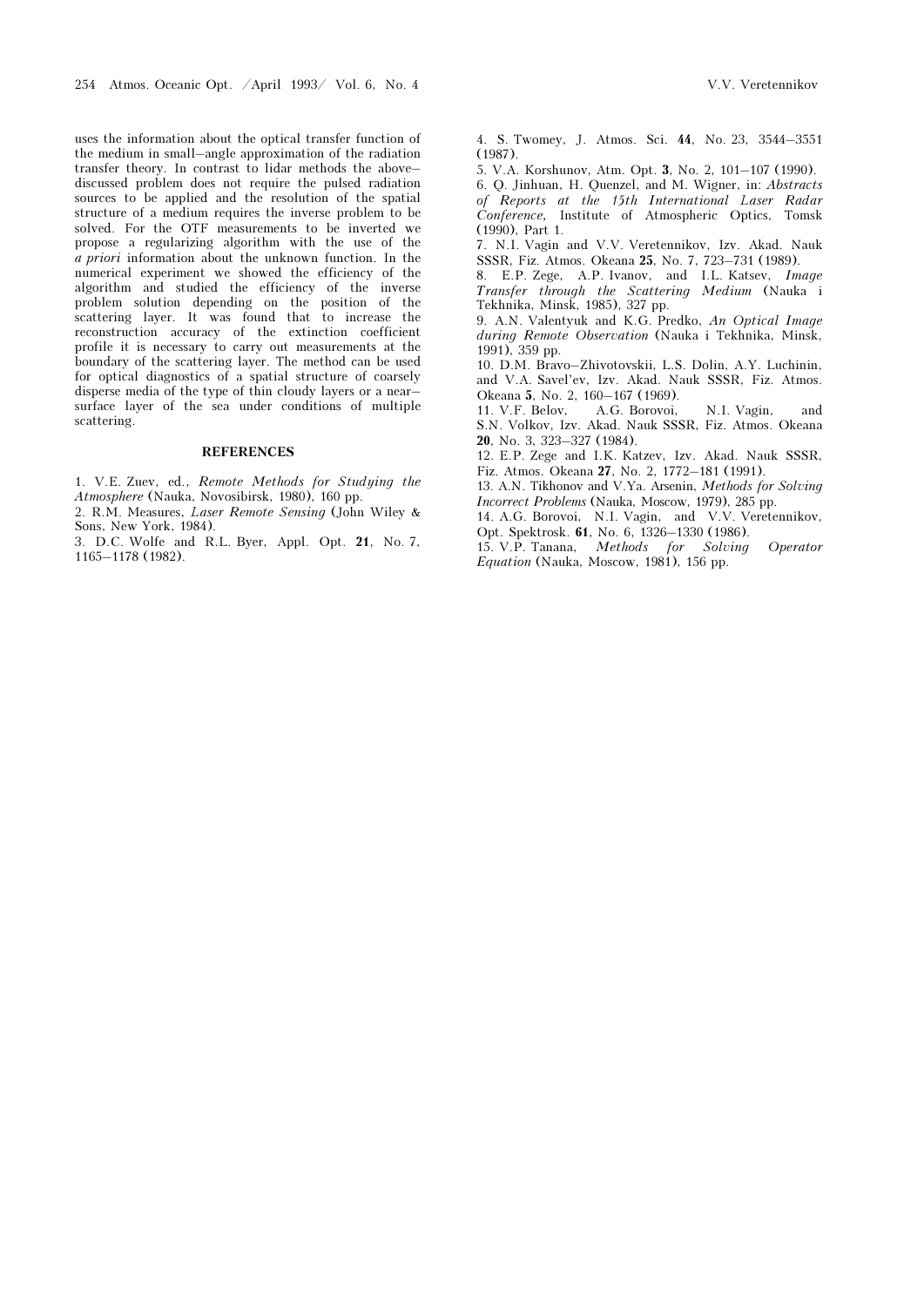uses the information about the optical transfer function of the medium in small–angle approximation of the radiation transfer theory. In contrast to lidar methods the above–discussed problem does not require the pulsed radiation sources to be applied and the resolution of the spatial structure of a medium requires the inverse problem to be solved. For the OTF measurements to be inverted we propose a regularizing algorithm with the use of the *a priori* information about the unknown function. In the numerical experiment we showed the efficiency of the algorithm and studied the efficiency of the inverse problem solution depending on the position of the scattering layer. It was found that to increase the reconstruction accuracy of the extinction coefficient profile it is necessary to carry out measurements at the boundary of the scattering layer. The method can be used for optical diagnostics of a spatial structure of coarsely disperse media of the type of thin cloudy layers or a near–surface layer of the sea under conditions of multiple scattering.

## REFERENCES

1. V.E. Zuev, ed., *Remote Methods for Studying the Atmosphere* (Nauka, Novosibirsk, 1980), 160 pp.
2. R.M. Measures, *Laser Remote Sensing* (John Wiley & Sons, New York, 1984).
3. D.C. Wolfe and R.L. Byer, Appl. Opt. **21**, No. 7, 1165–1178 (1982).
4. S. Twomey, J. Atmos. Sci. **44**, No. 23, 3544–3551 (1987).
5. V.A. Korshunov, Atm. Opt. **3**, No. 2, 101–107 (1990).
6. Q. Jinhuan, H. Quenzel, and M. Wigner, in: *Abstracts of Reports at the 15th International Laser Radar Conference,* Institute of Atmospheric Optics, Tomsk (1990), Part 1.
7. N.I. Vagin and V.V. Veretennikov, Izv. Akad. Nauk SSSR, Fiz. Atmos. Okeana **25**, No. 7, 723–731 (1989).
8. E.P. Zege, A.P. Ivanov, and I.L. Katsev, *Image Transfer through the Scattering Medium* (Nauka i Tekhnika, Minsk, 1985), 327 pp.
9. A.N. Valentyuk and K.G. Predko, *An Optical Image during Remote Observation* (Nauka i Tekhnika, Minsk, 1991), 359 pp.
10. D.M. Bravo–Zhivotovskii, L.S. Dolin, A.Y. Luchinin, and V.A. Savel'ev, Izv. Akad. Nauk SSSR, Fiz. Atmos. Okeana **5**, No. 2, 160–167 (1969).
11. V.F. Belov, A.G. Borovoi, N.I. Vagin, and S.N. Volkov, Izv. Akad. Nauk SSSR, Fiz. Atmos. Okeana **20**, No. 3, 323–327 (1984).
12. E.P. Zege and I.K. Katzev, Izv. Akad. Nauk SSSR, Fiz. Atmos. Okeana **27**, No. 2, 1772–181 (1991).
13. A.N. Tikhonov and V.Ya. Arsenin, *Methods for Solving Incorrect Problems* (Nauka, Moscow, 1979), 285 pp.
14. A.G. Borovoi, N.I. Vagin, and V.V. Veretennikov, Opt. Spektrosk. **61**, No. 6, 1326–1330 (1986).
15. V.P. Tanana, *Methods for Solving Operator Equation* (Nauka, Moscow, 1981), 156 pp.